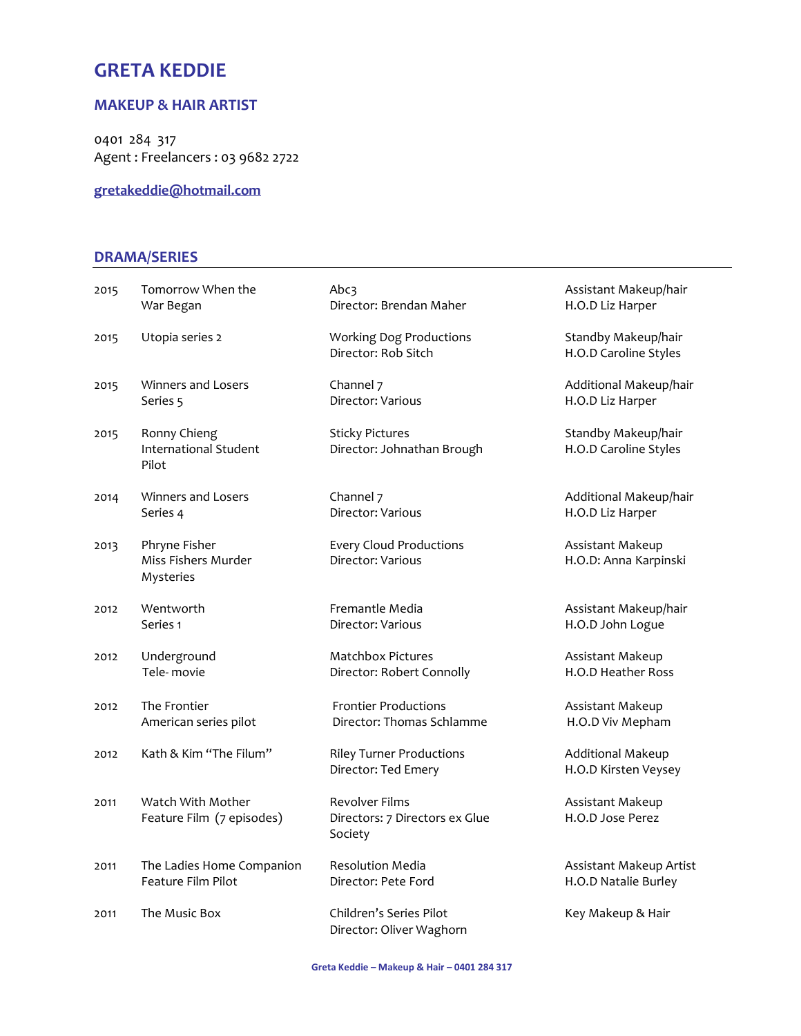# GRETA KEDDIE

## MAKEUP & HAIR ARTIST

0401 284 317
Agent : Freelancers : 03 9682 2722

gretakeddie@hotmail.com

## DRAMA/SERIES

| | | | |
|---|---|---|---|
| 2015 | Tomorrow When the War Began | Abc3<br>Director: Brendan Maher | Assistant Makeup/hair<br>H.O.D Liz Harper |
| 2015 | Utopia series 2 | Working Dog Productions<br>Director: Rob Sitch | Standby Makeup/hair<br>H.O.D Caroline Styles |
| 2015 | Winners and Losers Series 5 | Channel 7<br>Director: Various | Additional Makeup/hair<br>H.O.D Liz Harper |
| 2015 | Ronny Chieng International Student Pilot | Sticky Pictures<br>Director: Johnathan Brough | Standby Makeup/hair<br>H.O.D Caroline Styles |
| 2014 | Winners and Losers Series 4 | Channel 7<br>Director: Various | Additional Makeup/hair<br>H.O.D Liz Harper |
| 2013 | Phryne Fisher Miss Fishers Murder Mysteries | Every Cloud Productions<br>Director: Various | Assistant Makeup<br>H.O.D: Anna Karpinski |
| 2012 | Wentworth Series 1 | Fremantle Media<br>Director: Various | Assistant Makeup/hair<br>H.O.D John Logue |
| 2012 | Underground Tele- movie | Matchbox Pictures<br>Director: Robert Connolly | Assistant Makeup<br>H.O.D Heather Ross |
| 2012 | The Frontier American series pilot | Frontier Productions<br>Director: Thomas Schlamme | Assistant Makeup<br>H.O.D Viv Mepham |
| 2012 | Kath & Kim "The Filum" | Riley Turner Productions<br>Director: Ted Emery | Additional Makeup<br>H.O.D Kirsten Veysey |
| 2011 | Watch With Mother Feature Film (7 episodes) | Revolver Films<br>Directors: 7 Directors ex Glue Society | Assistant Makeup<br>H.O.D Jose Perez |
| 2011 | The Ladies Home Companion Feature Film Pilot | Resolution Media<br>Director: Pete Ford | Assistant Makeup Artist<br>H.O.D Natalie Burley |
| 2011 | The Music Box | Children's Series Pilot<br>Director: Oliver Waghorn | Key Makeup & Hair |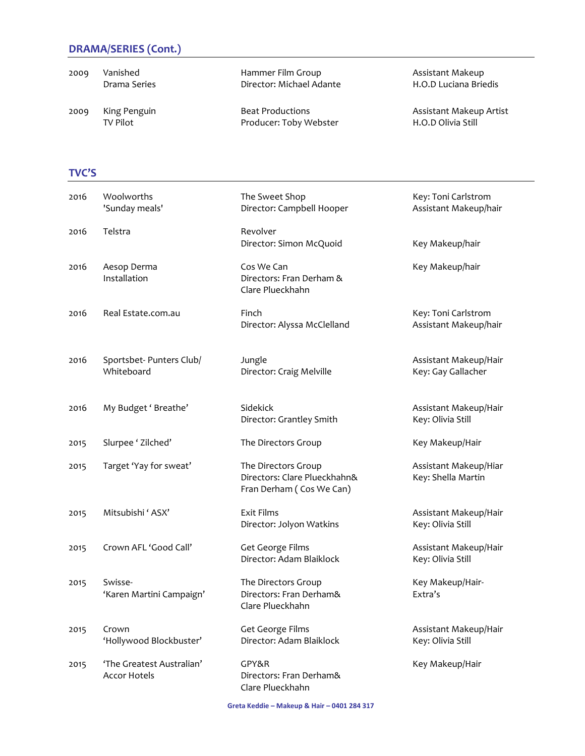## DRAMA/SERIES (Cont.)

| | | | |
|---|---|---|---|
| 2009 | Vanished<br>Drama Series | Hammer Film Group<br>Director: Michael Adante | Assistant Makeup<br>H.O.D Luciana Briedis |
| 2009 | King Penguin<br>TV Pilot | Beat Productions<br>Producer: Toby Webster | Assistant Makeup Artist<br>H.O.D Olivia Still |

## TVC'S

| | | | |
|---|---|---|---|
| 2016 | Woolworths<br>'Sunday meals' | The Sweet Shop<br>Director: Campbell Hooper | Key: Toni Carlstrom<br>Assistant Makeup/hair |
| 2016 | Telstra | Revolver<br>Director: Simon McQuoid | Key Makeup/hair |
| 2016 | Aesop Derma<br>Installation | Cos We Can<br>Directors: Fran Derham &<br>Clare Plueckhahn | Key Makeup/hair |
| 2016 | Real Estate.com.au | Finch<br>Director: Alyssa McClelland | Key: Toni Carlstrom<br>Assistant Makeup/hair |
| 2016 | Sportsbet- Punters Club/<br>Whiteboard | Jungle<br>Director: Craig Melville | Assistant Makeup/Hair<br>Key: Gay Gallacher |
| 2016 | My Budget ' Breathe' | Sidekick<br>Director: Grantley Smith | Assistant Makeup/Hair<br>Key: Olivia Still |
| 2015 | Slurpee ' Zilched' | The Directors Group | Key Makeup/Hair |
| 2015 | Target 'Yay for sweat' | The Directors Group<br>Directors: Clare Plueckhahn&<br>Fran Derham ( Cos We Can) | Assistant Makeup/Hiar<br>Key: Shella Martin |
| 2015 | Mitsubishi ' ASX' | Exit Films<br>Director: Jolyon Watkins | Assistant Makeup/Hair<br>Key: Olivia Still |
| 2015 | Crown AFL 'Good Call' | Get George Films<br>Director: Adam Blaiklock | Assistant Makeup/Hair<br>Key: Olivia Still |
| 2015 | Swisse-<br>'Karen Martini Campaign' | The Directors Group<br>Directors: Fran Derham&<br>Clare Plueckhahn | Key Makeup/Hair-<br>Extra's |
| 2015 | Crown<br>'Hollywood Blockbuster' | Get George Films<br>Director: Adam Blaiklock | Assistant Makeup/Hair<br>Key: Olivia Still |
| 2015 | 'The Greatest Australian'<br>Accor Hotels | GPY&R<br>Directors: Fran Derham&<br>Clare Plueckhahn | Key Makeup/Hair |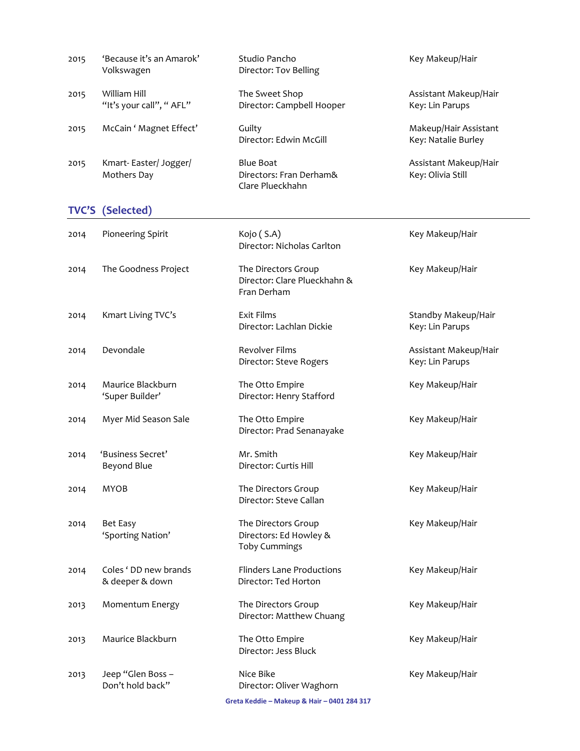| | | | |
|---|---|---|---|
| 2015 | 'Because it's an Amarok' Volkswagen | Studio Pancho<br>Director: Tov Belling | Key Makeup/Hair |
| 2015 | William Hill<br>"It's your call", " AFL" | The Sweet Shop<br>Director: Campbell Hooper | Assistant Makeup/Hair<br>Key: Lin Parups |
| 2015 | McCain ' Magnet Effect' | Guilty<br>Director: Edwin McGill | Makeup/Hair Assistant<br>Key: Natalie Burley |
| 2015 | Kmart- Easter/ Jogger/ Mothers Day | Blue Boat<br>Directors: Fran Derham& Clare Plueckhahn | Assistant Makeup/Hair<br>Key: Olivia Still |

## TVC'S (Selected)

| | | | |
|---|---|---|---|
| 2014 | Pioneering Spirit | Kojo ( S.A)<br>Director: Nicholas Carlton | Key Makeup/Hair |
| 2014 | The Goodness Project | The Directors Group<br>Director: Clare Plueckhahn & Fran Derham | Key Makeup/Hair |
| 2014 | Kmart Living TVC's | Exit Films<br>Director: Lachlan Dickie | Standby Makeup/Hair<br>Key: Lin Parups |
| 2014 | Devondale | Revolver Films<br>Director: Steve Rogers | Assistant Makeup/Hair<br>Key: Lin Parups |
| 2014 | Maurice Blackburn<br>'Super Builder' | The Otto Empire<br>Director: Henry Stafford | Key Makeup/Hair |
| 2014 | Myer Mid Season Sale | The Otto Empire<br>Director: Prad Senanayake | Key Makeup/Hair |
| 2014 | 'Business Secret'<br>Beyond Blue | Mr. Smith<br>Director: Curtis Hill | Key Makeup/Hair |
| 2014 | MYOB | The Directors Group<br>Director: Steve Callan | Key Makeup/Hair |
| 2014 | Bet Easy<br>'Sporting Nation' | The Directors Group<br>Directors: Ed Howley & Toby Cummings | Key Makeup/Hair |
| 2014 | Coles ' DD new brands & deeper & down | Flinders Lane Productions<br>Director: Ted Horton | Key Makeup/Hair |
| 2013 | Momentum Energy | The Directors Group<br>Director: Matthew Chuang | Key Makeup/Hair |
| 2013 | Maurice Blackburn | The Otto Empire<br>Director: Jess Bluck | Key Makeup/Hair |
| 2013 | Jeep "Glen Boss – Don't hold back" | Nice Bike<br>Director: Oliver Waghorn | Key Makeup/Hair |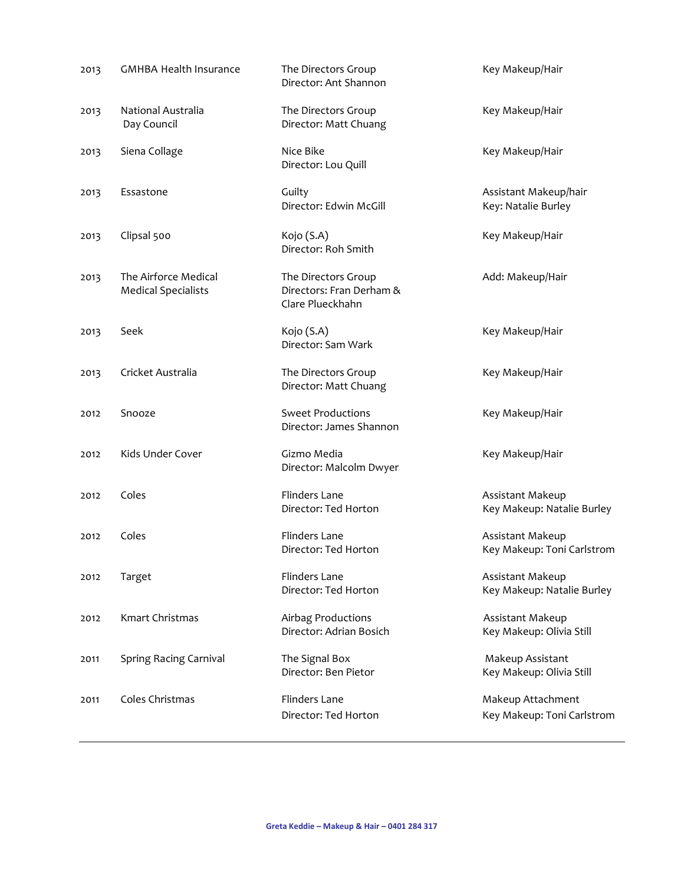| | | | |
|---|---|---|---|
| 2013 | GMHBA Health Insurance | The Directors Group<br>Director: Ant Shannon | Key Makeup/Hair |
| 2013 | National Australia Day Council | The Directors Group<br>Director: Matt Chuang | Key Makeup/Hair |
| 2013 | Siena Collage | Nice Bike<br>Director: Lou Quill | Key Makeup/Hair |
| 2013 | Essastone | Guilty<br>Director: Edwin McGill | Assistant Makeup/hair<br>Key: Natalie Burley |
| 2013 | Clipsal 500 | Kojo (S.A)<br>Director: Roh Smith | Key Makeup/Hair |
| 2013 | The Airforce Medical Medical Specialists | The Directors Group<br>Directors: Fran Derham & Clare Plueckhahn | Add: Makeup/Hair |
| 2013 | Seek | Kojo (S.A)<br>Director: Sam Wark | Key Makeup/Hair |
| 2013 | Cricket Australia | The Directors Group<br>Director: Matt Chuang | Key Makeup/Hair |
| 2012 | Snooze | Sweet Productions<br>Director: James Shannon | Key Makeup/Hair |
| 2012 | Kids Under Cover | Gizmo Media<br>Director: Malcolm Dwyer | Key Makeup/Hair |
| 2012 | Coles | Flinders Lane<br>Director: Ted Horton | Assistant Makeup<br>Key Makeup: Natalie Burley |
| 2012 | Coles | Flinders Lane<br>Director: Ted Horton | Assistant Makeup<br>Key Makeup: Toni Carlstrom |
| 2012 | Target | Flinders Lane<br>Director: Ted Horton | Assistant Makeup<br>Key Makeup: Natalie Burley |
| 2012 | Kmart Christmas | Airbag Productions<br>Director: Adrian Bosich | Assistant Makeup<br>Key Makeup: Olivia Still |
| 2011 | Spring Racing Carnival | The Signal Box<br>Director: Ben Pietor | Makeup Assistant<br>Key Makeup: Olivia Still |
| 2011 | Coles Christmas | Flinders Lane<br>Director: Ted Horton | Makeup Attachment<br>Key Makeup: Toni Carlstrom |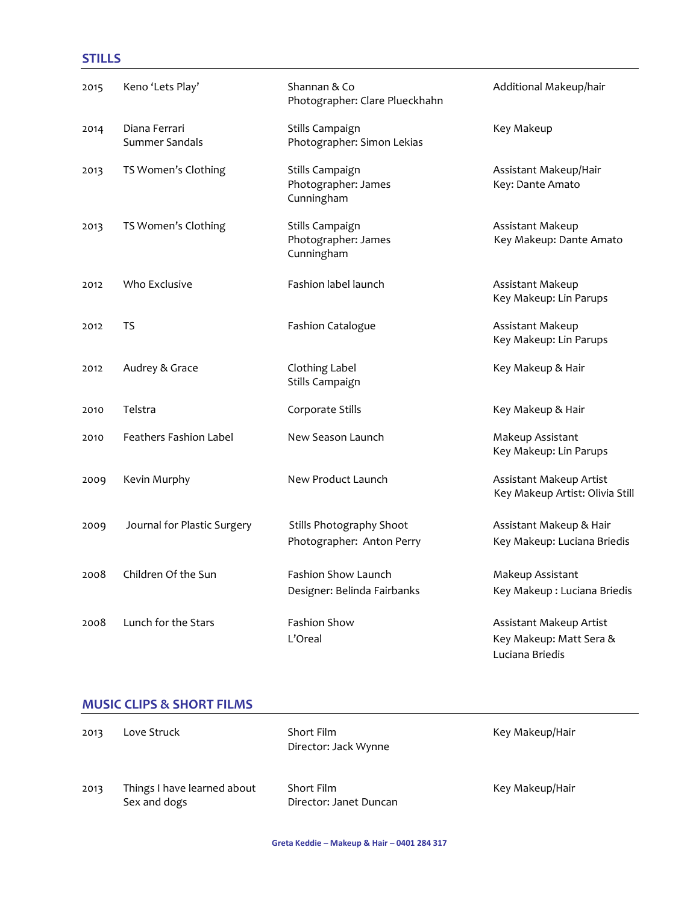## STILLS

| | | | |
|---|---|---|---|
| 2015 | Keno 'Lets Play' | Shannan & Co<br>Photographer: Clare Plueckhahn | Additional Makeup/hair |
| 2014 | Diana Ferrari<br>Summer Sandals | Stills Campaign<br>Photographer: Simon Lekias | Key Makeup |
| 2013 | TS Women's Clothing | Stills Campaign<br>Photographer: James Cunningham | Assistant Makeup/Hair<br>Key: Dante Amato |
| 2013 | TS Women's Clothing | Stills Campaign<br>Photographer: James Cunningham | Assistant Makeup<br>Key Makeup: Dante Amato |
| 2012 | Who Exclusive | Fashion label launch | Assistant Makeup<br>Key Makeup: Lin Parups |
| 2012 | TS | Fashion Catalogue | Assistant Makeup<br>Key Makeup: Lin Parups |
| 2012 | Audrey & Grace | Clothing Label<br>Stills Campaign | Key Makeup & Hair |
| 2010 | Telstra | Corporate Stills | Key Makeup & Hair |
| 2010 | Feathers Fashion Label | New Season Launch | Makeup Assistant<br>Key Makeup: Lin Parups |
| 2009 | Kevin Murphy | New Product Launch | Assistant Makeup Artist<br>Key Makeup Artist: Olivia Still |
| 2009 | Journal for Plastic Surgery | Stills Photography Shoot<br>Photographer: Anton Perry | Assistant Makeup & Hair<br>Key Makeup: Luciana Briedis |
| 2008 | Children Of the Sun | Fashion Show Launch<br>Designer: Belinda Fairbanks | Makeup Assistant<br>Key Makeup : Luciana Briedis |
| 2008 | Lunch for the Stars | Fashion Show<br>L'Oreal | Assistant Makeup Artist<br>Key Makeup: Matt Sera & Luciana Briedis |

## MUSIC CLIPS & SHORT FILMS

| | | | |
|---|---|---|---|
| 2013 | Love Struck | Short Film<br>Director: Jack Wynne | Key Makeup/Hair |
| 2013 | Things I have learned about Sex and dogs | Short Film<br>Director: Janet Duncan | Key Makeup/Hair |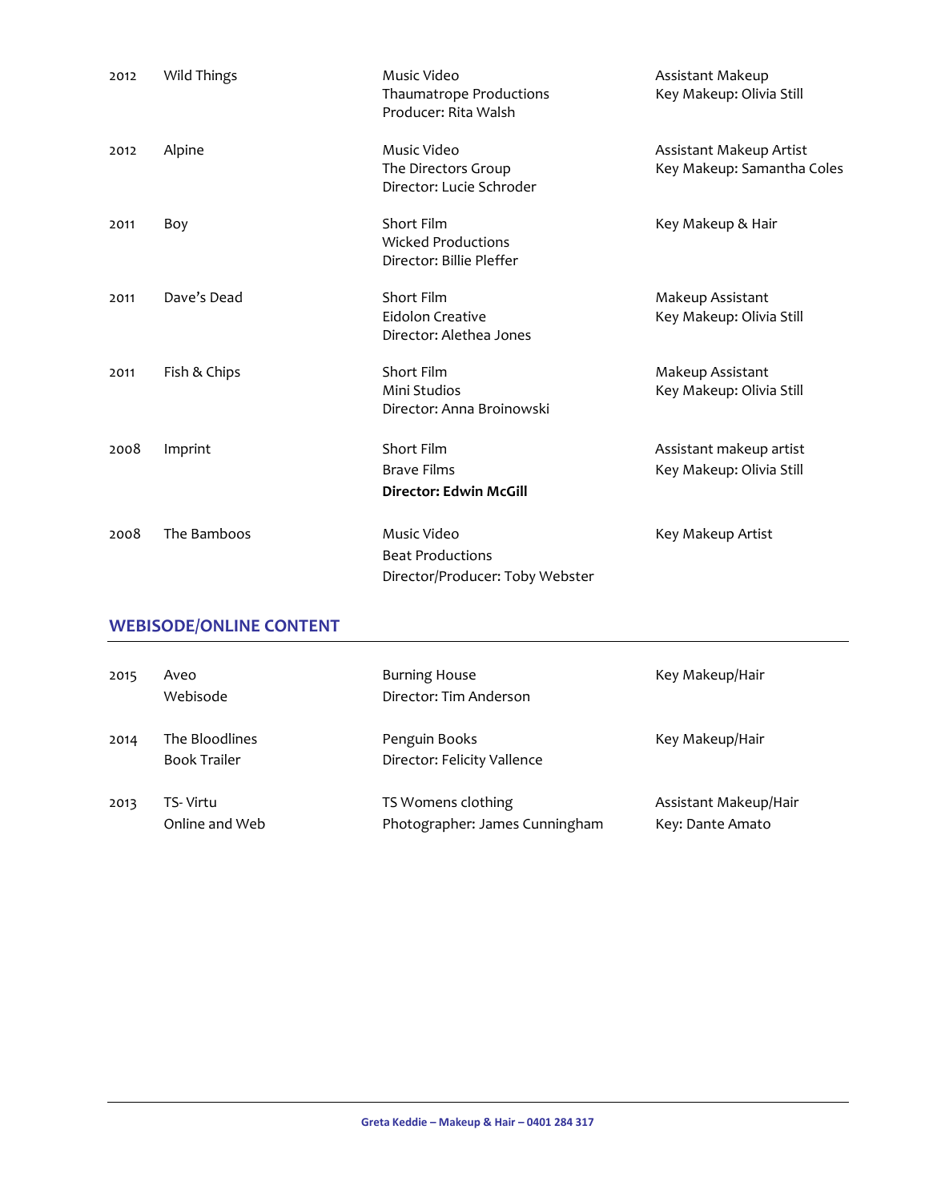| | | | |
|---|---|---|---|
| 2012 | Wild Things | Music Video<br>Thaumatrope Productions<br>Producer: Rita Walsh | Assistant Makeup<br>Key Makeup: Olivia Still |
| 2012 | Alpine | Music Video<br>The Directors Group<br>Director: Lucie Schroder | Assistant Makeup Artist<br>Key Makeup: Samantha Coles |
| 2011 | Boy | Short Film<br>Wicked Productions<br>Director: Billie Pleffer | Key Makeup & Hair |
| 2011 | Dave's Dead | Short Film<br>Eidolon Creative<br>Director: Alethea Jones | Makeup Assistant<br>Key Makeup: Olivia Still |
| 2011 | Fish & Chips | Short Film<br>Mini Studios<br>Director: Anna Broinowski | Makeup Assistant<br>Key Makeup: Olivia Still |
| 2008 | Imprint | Short Film<br>Brave Films<br>**Director: Edwin McGill** | Assistant makeup artist<br>Key Makeup: Olivia Still |
| 2008 | The Bamboos | Music Video<br>Beat Productions<br>Director/Producer: Toby Webster | Key Makeup Artist |

## WEBISODE/ONLINE CONTENT

| | | | |
|---|---|---|---|
| 2015 | Aveo<br>Webisode | Burning House<br>Director: Tim Anderson | Key Makeup/Hair |
| 2014 | The Bloodlines<br>Book Trailer | Penguin Books<br>Director: Felicity Vallence | Key Makeup/Hair |
| 2013 | TS- Virtu<br>Online and Web | TS Womens clothing<br>Photographer: James Cunningham | Assistant Makeup/Hair<br>Key: Dante Amato |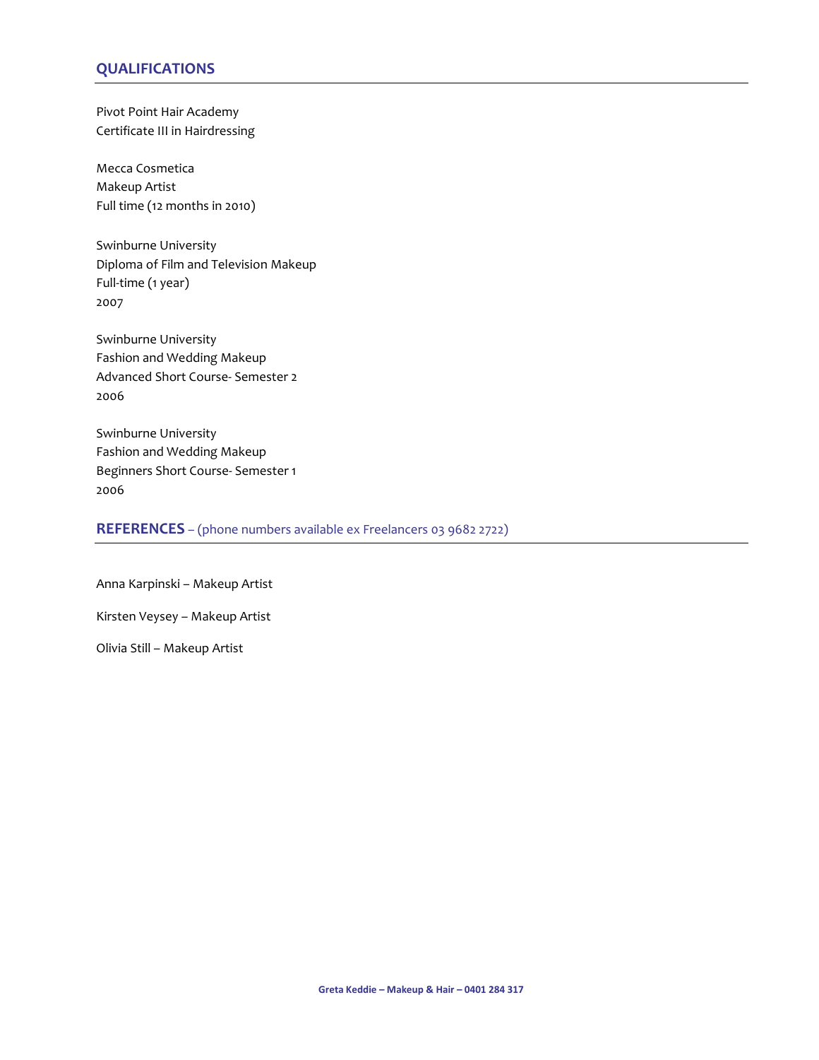## QUALIFICATIONS

Pivot Point Hair Academy
Certificate III in Hairdressing

Mecca Cosmetica
Makeup Artist
Full time (12 months in 2010)

Swinburne University
Diploma of Film and Television Makeup
Full-time (1 year)
2007

Swinburne University
Fashion and Wedding Makeup
Advanced Short Course- Semester 2
2006

Swinburne University
Fashion and Wedding Makeup
Beginners Short Course- Semester 1
2006

## REFERENCES – (phone numbers available ex Freelancers 03 9682 2722)

Anna Karpinski – Makeup Artist

Kirsten Veysey – Makeup Artist

Olivia Still – Makeup Artist